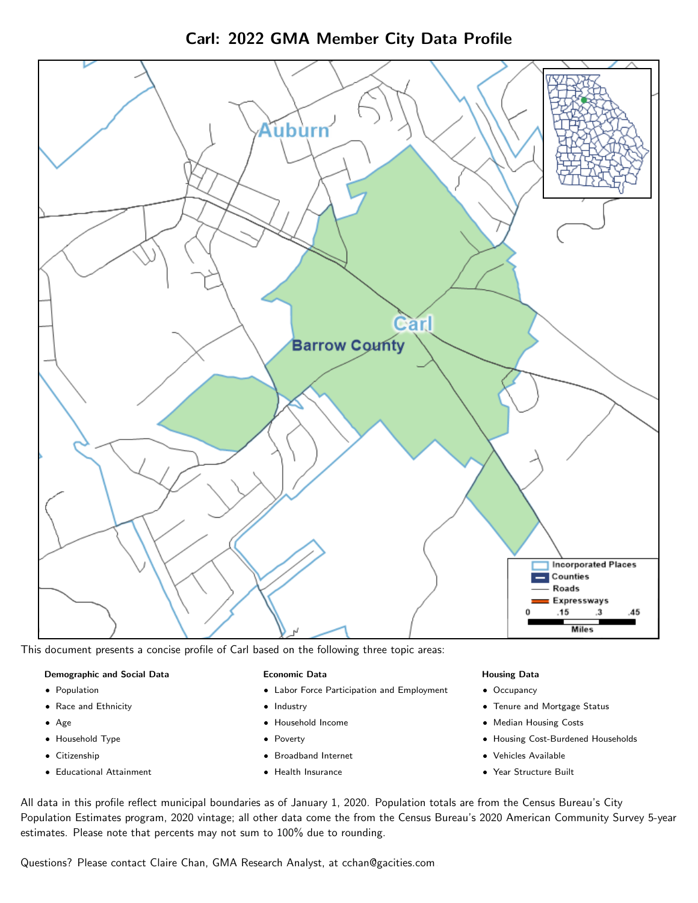# Carl: 2022 GMA Member City Data Profile

This document presents a concise profile of Carl based on the following three topic areas:

**Demographic and Social Data**

- Population
- Race and Ethnicity
- Age
- Household Type
- Citizenship
- Educational Attainment

**Economic Data**

- Labor Force Participation and Employment
- Industry
- Household Income
- Poverty
- Broadband Internet
- Health Insurance

**Housing Data**

- Occupancy
- Tenure and Mortgage Status
- Median Housing Costs
- Housing Cost-Burdened Households
- Vehicles Available
- Year Structure Built

All data in this profile reflect municipal boundaries as of January 1, 2020. Population totals are from the Census Bureau's City Population Estimates program, 2020 vintage; all other data come the from the Census Bureau's 2020 American Community Survey 5-year estimates. Please note that percents may not sum to 100% due to rounding.

Questions? Please contact Claire Chan, GMA Research Analyst, at cchan@gacities.com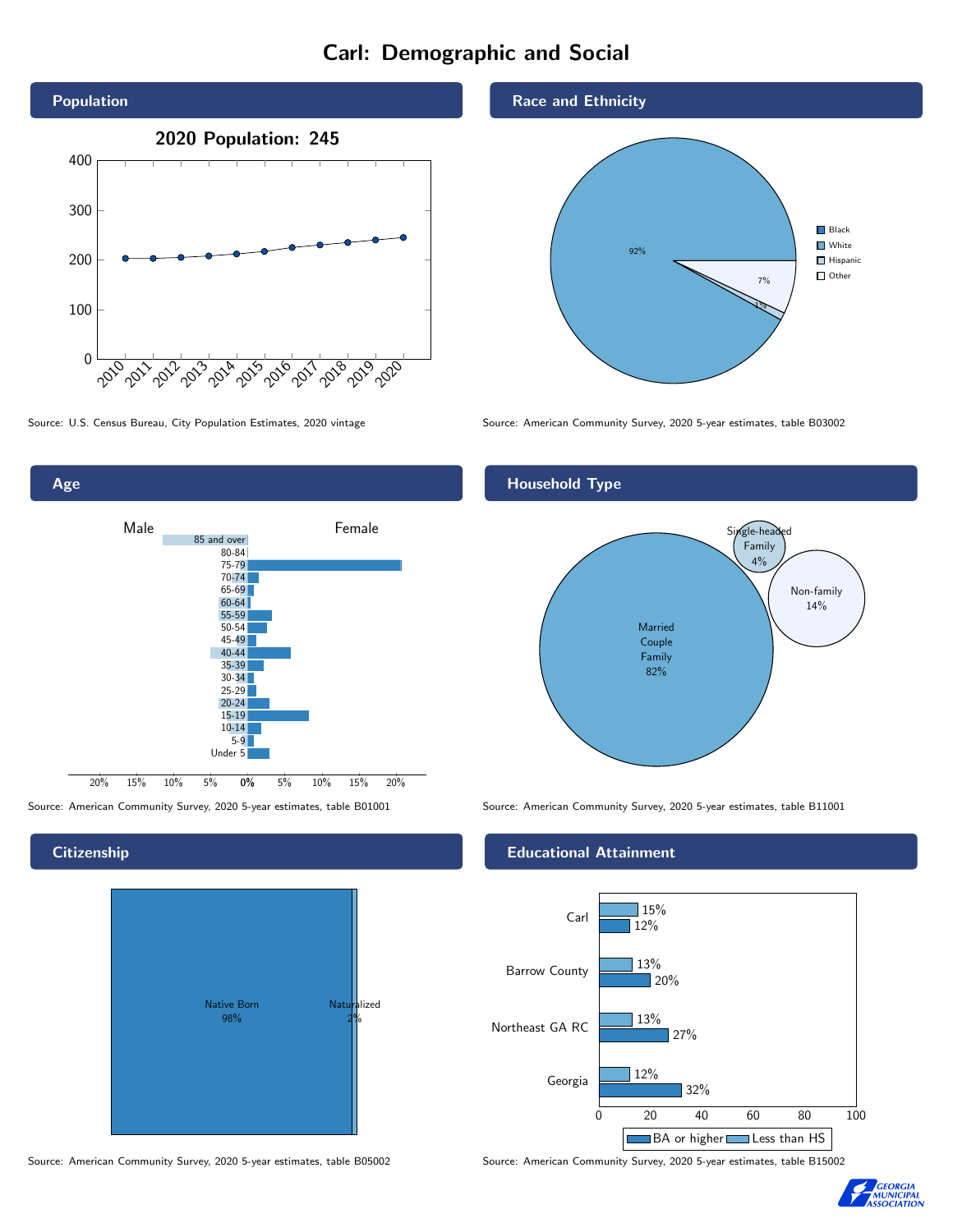# Carl: Demographic and Social

## Population

**2020 Population: 245**

| Year | Population |
|---|---|
| 2010 | 203 |
| 2011 | 203 |
| 2012 | 205 |
| 2013 | 208 |
| 2014 | 212 |
| 2015 | 217 |
| 2016 | 225 |
| 2017 | 230 |
| 2018 | 235 |
| 2019 | 240 |
| 2020 | 245 |

Source: U.S. Census Bureau, City Population Estimates, 2020 vintage

## Race and Ethnicity

| Race/Ethnicity | Percent |
|---|---|
| Black | |
| White | 92% |
| Hispanic | 1% |
| Other | 7% |

Source: American Community Survey, 2020 5-year estimates, table B03002

## Age

Male / Female

Age groups: 85 and over, 80-84, 75-79, 70-74, 65-69, 60-64, 55-59, 50-54, 45-49, 40-44, 35-39, 30-34, 25-29, 20-24, 15-19, 10-14, 5-9, Under 5

Source: American Community Survey, 2020 5-year estimates, table B01001

## Household Type

| Household Type | Percent |
|---|---|
| Married Couple Family | 82% |
| Single-headed Family | 4% |
| Non-family | 14% |

Source: American Community Survey, 2020 5-year estimates, table B11001

## Citizenship

| Citizenship | Percent |
|---|---|
| Native Born | 98% |
| Naturalized | 2% |

Source: American Community Survey, 2020 5-year estimates, table B05002

## Educational Attainment

| Area | Less than HS | BA or higher |
|---|---|---|
| Carl | 15% | 12% |
| Barrow County | 13% | 20% |
| Northeast GA RC | 13% | 27% |
| Georgia | 12% | 32% |

Source: American Community Survey, 2020 5-year estimates, table B15002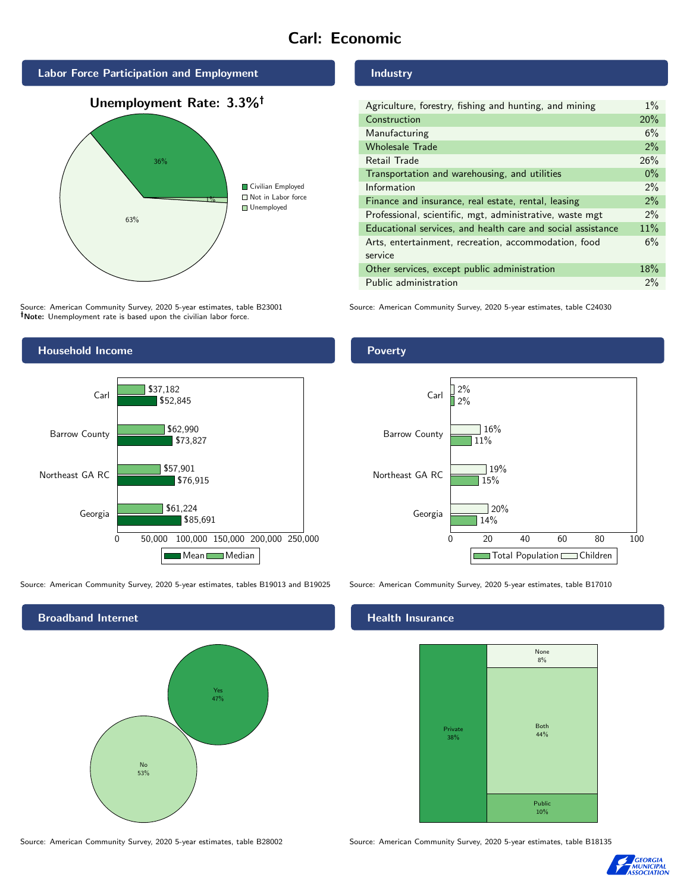# Carl: Economic

## Labor Force Participation and Employment

**Unemployment Rate: 3.3%†**

| Category | Percent |
| --- | --- |
| Civilian Employed | 36% |
| Not in Labor force | 63% |
| Unemployed | 1% |

Source: American Community Survey, 2020 5-year estimates, table B23001
**†Note:** Unemployment rate is based upon the civilian labor force.

## Industry

| Industry | Percent |
| --- | --- |
| Agriculture, forestry, fishing and hunting, and mining | 1% |
| Construction | 20% |
| Manufacturing | 6% |
| Wholesale Trade | 2% |
| Retail Trade | 26% |
| Transportation and warehousing, and utilities | 0% |
| Information | 2% |
| Finance and insurance, real estate, rental, leasing | 2% |
| Professional, scientific, mgt, administrative, waste mgt | 2% |
| Educational services, and health care and social assistance | 11% |
| Arts, entertainment, recreation, accommodation, food service | 6% |
| Other services, except public administration | 18% |
| Public administration | 2% |

Source: American Community Survey, 2020 5-year estimates, table C24030

## Household Income

| | Median | Mean |
| --- | --- | --- |
| Carl | $37,182 | $52,845 |
| Barrow County | $62,990 | $73,827 |
| Northeast GA RC | $57,901 | $76,915 |
| Georgia | $61,224 | $85,691 |

Source: American Community Survey, 2020 5-year estimates, tables B19013 and B19025

## Poverty

| | Children | Total Population |
| --- | --- | --- |
| Carl | 2% | 2% |
| Barrow County | 16% | 11% |
| Northeast GA RC | 19% | 15% |
| Georgia | 20% | 14% |

Source: American Community Survey, 2020 5-year estimates, table B17010

## Broadband Internet

| | Percent |
| --- | --- |
| Yes | 47% |
| No | 53% |

Source: American Community Survey, 2020 5-year estimates, table B28002

## Health Insurance

| Type | Percent |
| --- | --- |
| Private | 38% |
| Both | 44% |
| Public | 10% |
| None | 8% |

Source: American Community Survey, 2020 5-year estimates, table B18135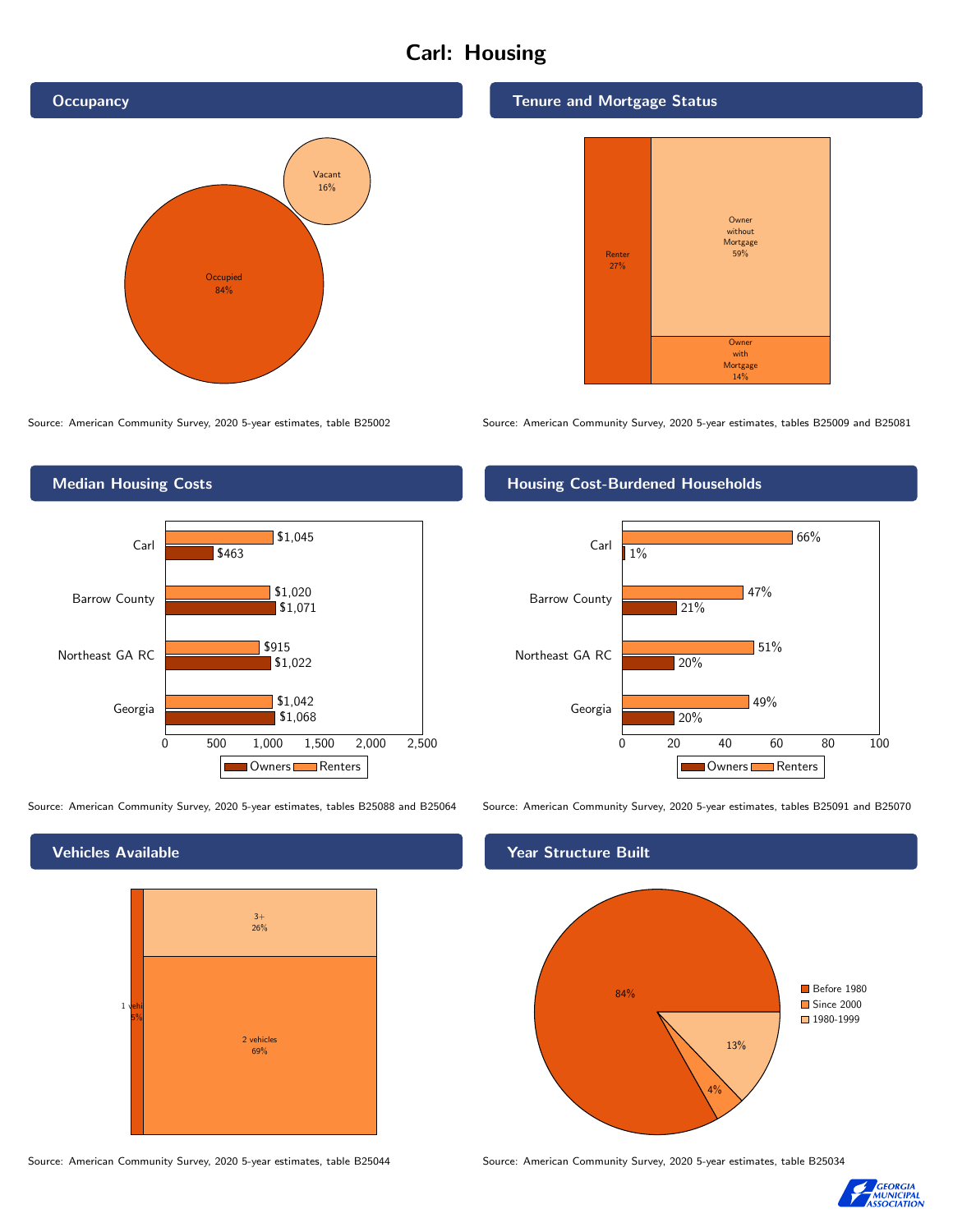# Carl: Housing

## Occupancy

Vacant
16%

Occupied
84%

Source: American Community Survey, 2020 5-year estimates, table B25002

## Tenure and Mortgage Status

Renter
27%

Owner
without
Mortgage
59%

Owner
with
Mortgage
14%

Source: American Community Survey, 2020 5-year estimates, tables B25009 and B25081

## Median Housing Costs

Carl
$1,045
$463

Barrow County
$1,020
$1,071

Northeast GA RC
$915
$1,022

Georgia
$1,042
$1,068

0 500 1,000 1,500 2,000 2,500

Owners Renters

Source: American Community Survey, 2020 5-year estimates, tables B25088 and B25064

## Housing Cost-Burdened Households

Carl
66%
1%

Barrow County
47%
21%

Northeast GA RC
51%
20%

Georgia
49%
20%

0 20 40 60 80 100

Owners Renters

Source: American Community Survey, 2020 5-year estimates, tables B25091 and B25070

## Vehicles Available

3+
26%

1 vehi
5%

2 vehicles
69%

Source: American Community Survey, 2020 5-year estimates, table B25044

## Year Structure Built

84%

13%

4%

Before 1980
Since 2000
1980-1999

Source: American Community Survey, 2020 5-year estimates, table B25034